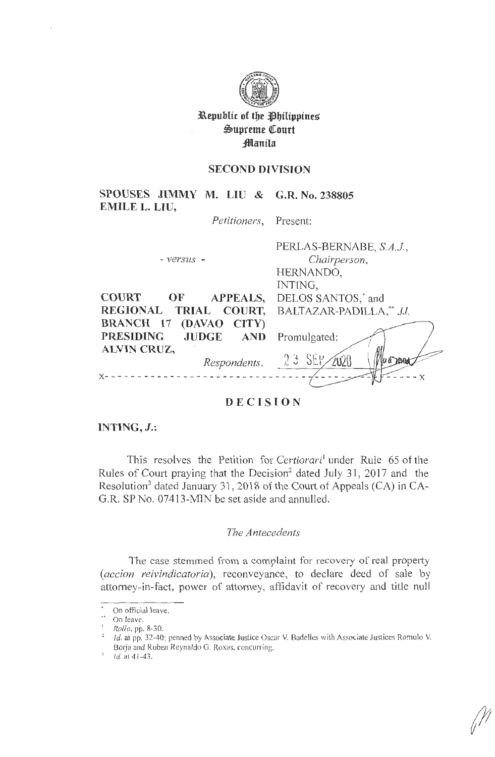**Republic of the Philippines**
**Supreme Court**
**Manila**

**SECOND DIVISION**

| | |
|---|---|
| **SPOUSES JIMMY M. LIU & EMILE L. LIU,** *Petitioners,* | **G.R. No. 238805** |
| | Present: |
| *- versus -* | PERLAS-BERNABE, *S.A.J.,* *Chairperson,* HERNANDO, INTING, DELOS SANTOS,* and BALTAZAR-PADILLA,** *JJ.* |
| **COURT OF APPEALS, REGIONAL TRIAL COURT, BRANCH 17 (DAVAO CITY) PRESIDING JUDGE AND ALVIN CRUZ,** *Respondents.* | Promulgated: 23 SEP 2020 |

x- - - - - - - - - - - - - - - - - - - - - - - - - - - - - - - - - - - - - - - - - - - - - - - - - -x

# DECISION

**INTING, *J.*:**

This resolves the Petition for *Certiorari*[1] under Rule 65 of the Rules of Court praying that the Decision[2] dated July 31, 2017 and the Resolution[3] dated January 31, 2018 of the Court of Appeals (CA) in CA-G.R. SP No. 07413-MIN be set aside and annulled.

## *The Antecedents*

The case stemmed from a complaint for recovery of real property (*accion reivindicatoria*), reconveyance, to declare deed of sale by attorney-in-fact, power of attorney, affidavit of recovery and title null

---

\* On official leave.

\** On leave.

[1] *Rollo*, pp. 8-30.

[2] *Id.* at pp. 32-40; penned by Associate Justice Oscar V. Badelles with Associate Justices Romulo V. Borja and Ruben Reynaldo G. Roxas, concurring.

[3] *Id.* at 41-43.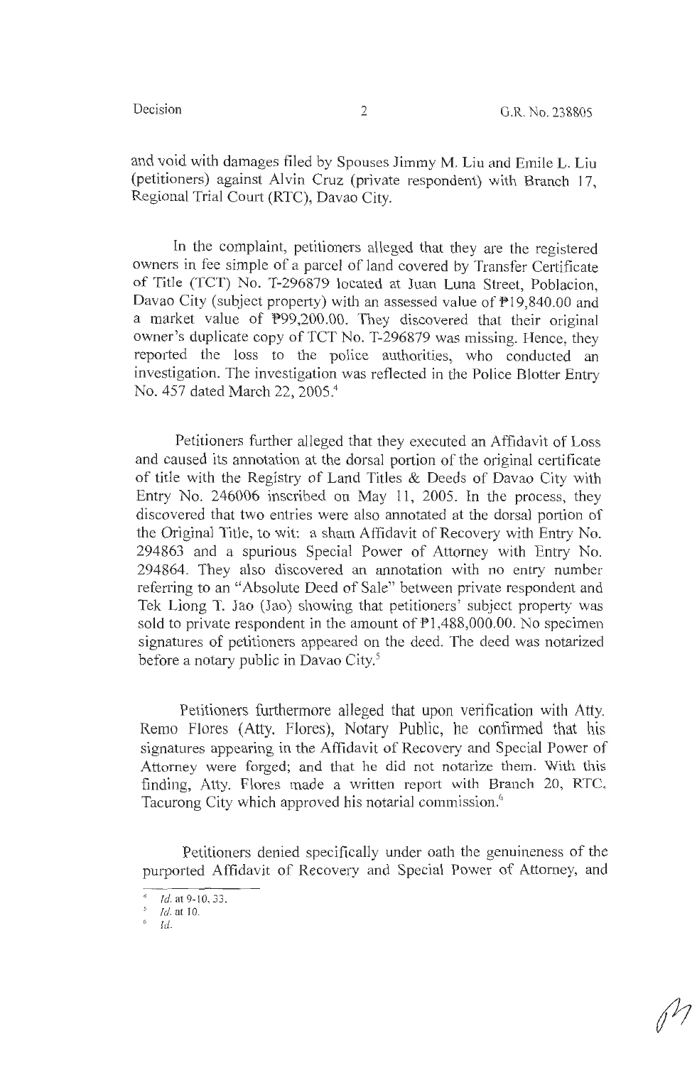and void with damages filed by Spouses Jimmy M. Liu and Emile L. Liu (petitioners) against Alvin Cruz (private respondent) with Branch 17, Regional Trial Court (RTC), Davao City.

In the complaint, petitioners alleged that they are the registered owners in fee simple of a parcel of land covered by Transfer Certificate of Title (TCT) No. T-296879 located at Juan Luna Street, Poblacion, Davao City (subject property) with an assessed value of ₱19,840.00 and a market value of ₱99,200.00. They discovered that their original owner's duplicate copy of TCT No. T-296879 was missing. Hence, they reported the loss to the police authorities, who conducted an investigation. The investigation was reflected in the Police Blotter Entry No. 457 dated March 22, 2005.[4]

Petitioners further alleged that they executed an Affidavit of Loss and caused its annotation at the dorsal portion of the original certificate of title with the Registry of Land Titles & Deeds of Davao City with Entry No. 246006 inscribed on May 11, 2005. In the process, they discovered that two entries were also annotated at the dorsal portion of the Original Title, to wit: a sham Affidavit of Recovery with Entry No. 294863 and a spurious Special Power of Attorney with Entry No. 294864. They also discovered an annotation with no entry number referring to an "Absolute Deed of Sale" between private respondent and Tek Liong T. Jao (Jao) showing that petitioners' subject property was sold to private respondent in the amount of ₱1,488,000.00. No specimen signatures of petitioners appeared on the deed. The deed was notarized before a notary public in Davao City.[5]

Petitioners furthermore alleged that upon verification with Atty. Remo Flores (Atty. Flores), Notary Public, he confirmed that his signatures appearing in the Affidavit of Recovery and Special Power of Attorney were forged; and that he did not notarize them. With this finding, Atty. Flores made a written report with Branch 20, RTC, Tacurong City which approved his notarial commission.[6]

Petitioners denied specifically under oath the genuineness of the purported Affidavit of Recovery and Special Power of Attorney, and

---

[4] *Id.* at 9-10, 33.

[5] *Id.* at 10.

[6] *Id.*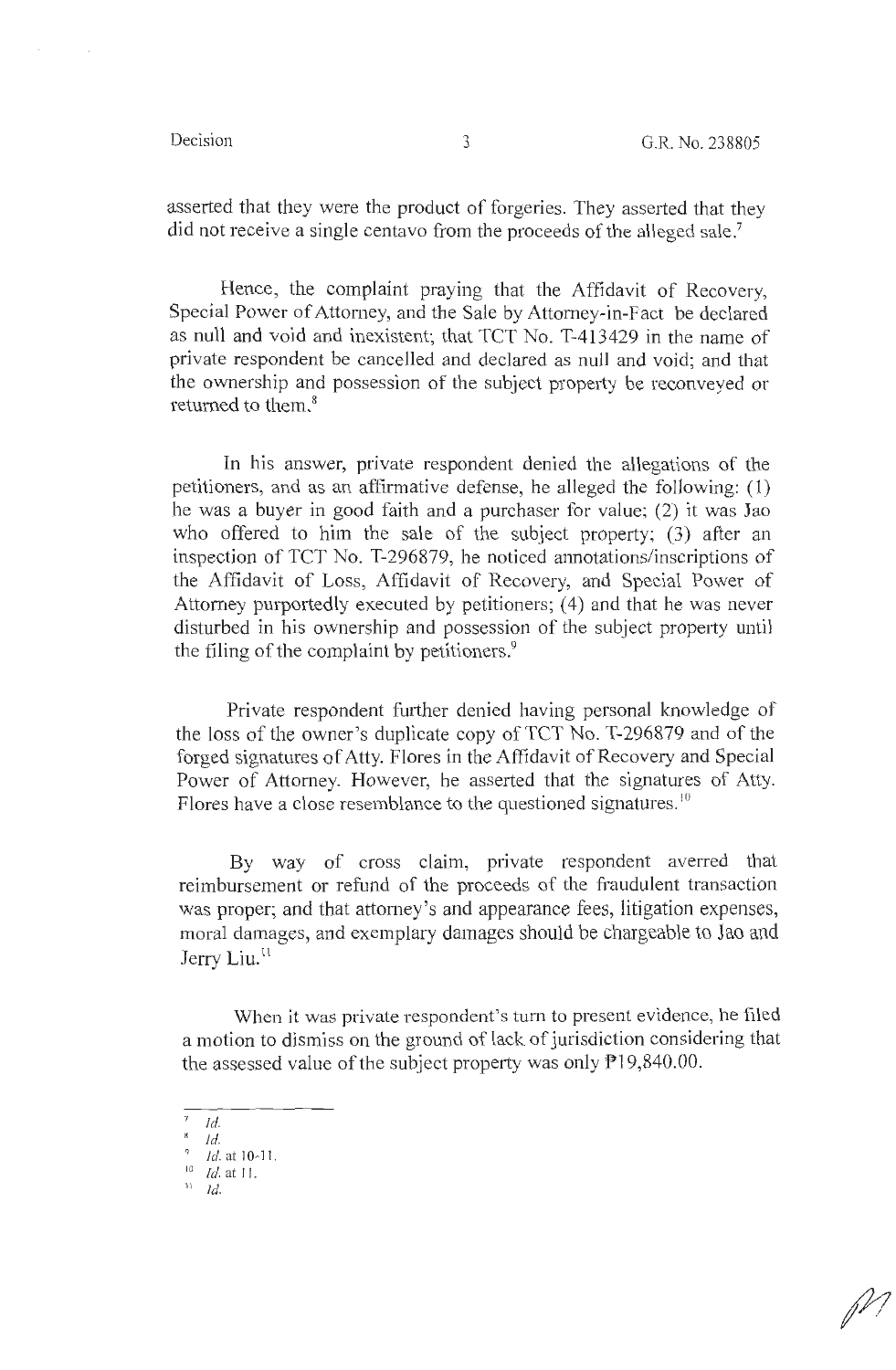asserted that they were the product of forgeries. They asserted that they did not receive a single centavo from the proceeds of the alleged sale.[7]

Hence, the complaint praying that the Affidavit of Recovery, Special Power of Attorney, and the Sale by Attorney-in-Fact be declared as null and void and inexistent; that TCT No. T-413429 in the name of private respondent be cancelled and declared as null and void; and that the ownership and possession of the subject property be reconveyed or returned to them.[8]

In his answer, private respondent denied the allegations of the petitioners, and as an affirmative defense, he alleged the following: (1) he was a buyer in good faith and a purchaser for value; (2) it was Jao who offered to him the sale of the subject property; (3) after an inspection of TCT No. T-296879, he noticed annotations/inscriptions of the Affidavit of Loss, Affidavit of Recovery, and Special Power of Attorney purportedly executed by petitioners; (4) and that he was never disturbed in his ownership and possession of the subject property until the filing of the complaint by petitioners.[9]

Private respondent further denied having personal knowledge of the loss of the owner's duplicate copy of TCT No. T-296879 and of the forged signatures of Atty. Flores in the Affidavit of Recovery and Special Power of Attorney. However, he asserted that the signatures of Atty. Flores have a close resemblance to the questioned signatures.[10]

By way of cross claim, private respondent averred that reimbursement or refund of the proceeds of the fraudulent transaction was proper; and that attorney's and appearance fees, litigation expenses, moral damages, and exemplary damages should be chargeable to Jao and Jerry Liu.[11]

When it was private respondent's turn to present evidence, he filed a motion to dismiss on the ground of lack of jurisdiction considering that the assessed value of the subject property was only ₱19,840.00.

---

[7] *Id.*

[8] *Id.*

[9] *Id.* at 10-11.

[10] *Id.* at 11.

[11] *Id.*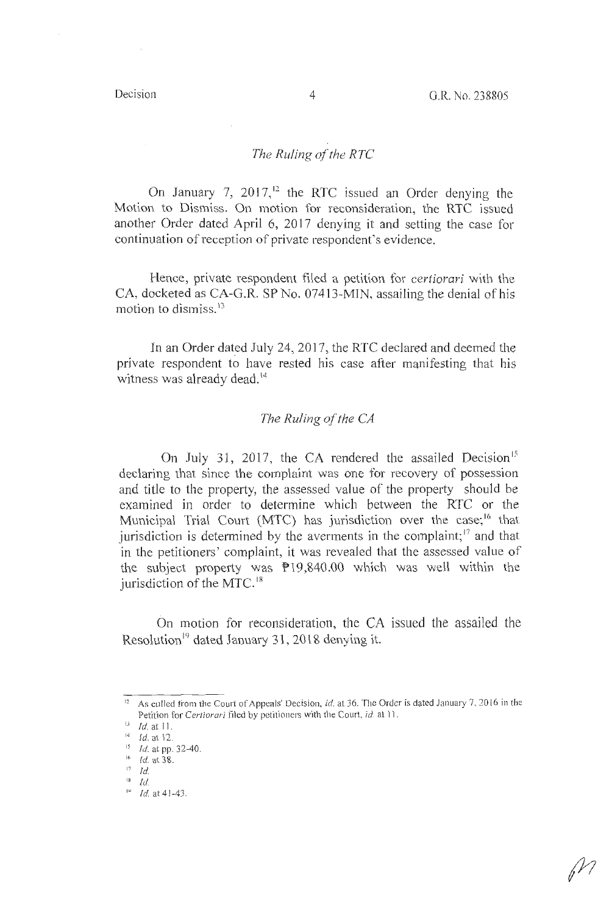*The Ruling of the RTC*

On January 7, 2017,[12] the RTC issued an Order denying the Motion to Dismiss. On motion for reconsideration, the RTC issued another Order dated April 6, 2017 denying it and setting the case for continuation of reception of private respondent's evidence.

Hence, private respondent filed a petition for *certiorari* with the CA, docketed as CA-G.R. SP No. 07413-MIN, assailing the denial of his motion to dismiss.[13]

In an Order dated July 24, 2017, the RTC declared and deemed the private respondent to have rested his case after manifesting that his witness was already dead.[14]

*The Ruling of the CA*

On July 31, 2017, the CA rendered the assailed Decision[15] declaring that since the complaint was one for recovery of possession and title to the property, the assessed value of the property should be examined in order to determine which between the RTC or the Municipal Trial Court (MTC) has jurisdiction over the case;[16] that jurisdiction is determined by the averments in the complaint;[17] and that in the petitioners' complaint, it was revealed that the assessed value of the subject property was ₱19,840.00 which was well within the jurisdiction of the MTC.[18]

On motion for reconsideration, the CA issued the assailed the Resolution[19] dated January 31, 2018 denying it.

---

[12] As culled from the Court of Appeals' Decision, *id.* at 36. The Order is dated January 7, 2016 in the Petition for *Certiorari* filed by petitioners with the Court, *id.* at 11.

[13] *Id.* at 11.

[14] *Id.* at 12.

[15] *Id.* at pp. 32-40.

[16] *Id.* at 38.

[17] *Id.*

[18] *Id.*

[19] *Id.* at 41-43.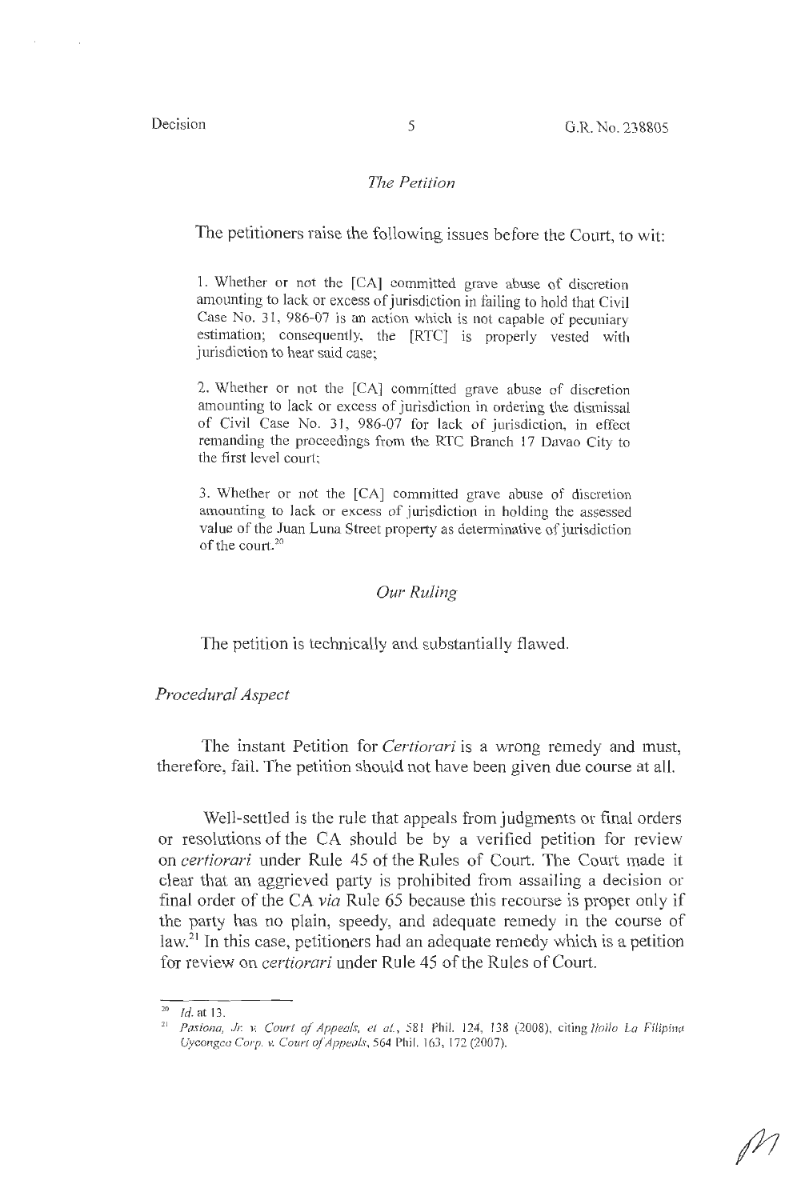*The Petition*

The petitioners raise the following issues before the Court, to wit:

> 1. Whether or not the [CA] committed grave abuse of discretion amounting to lack or excess of jurisdiction in failing to hold that Civil Case No. 31, 986-07 is an action which is not capable of pecuniary estimation; consequently, the [RTC] is properly vested with jurisdiction to hear said case;
>
> 2. Whether or not the [CA] committed grave abuse of discretion amounting to lack or excess of jurisdiction in ordering the dismissal of Civil Case No. 31, 986-07 for lack of jurisdiction, in effect remanding the proceedings from the RTC Branch 17 Davao City to the first level court;
>
> 3. Whether or not the [CA] committed grave abuse of discretion amounting to lack or excess of jurisdiction in holding the assessed value of the Juan Luna Street property as determinative of jurisdiction of the court.[20]

*Our Ruling*

The petition is technically and substantially flawed.

*Procedural Aspect*

The instant Petition for *Certiorari* is a wrong remedy and must, therefore, fail. The petition should not have been given due course at all.

Well-settled is the rule that appeals from judgments or final orders or resolutions of the CA should be by a verified petition for review on *certiorari* under Rule 45 of the Rules of Court. The Court made it clear that an aggrieved party is prohibited from assailing a decision or final order of the CA *via* Rule 65 because this recourse is proper only if the party has no plain, speedy, and adequate remedy in the course of law.[21] In this case, petitioners had an adequate remedy which is a petition for review on *certiorari* under Rule 45 of the Rules of Court.

---

[20] *Id.* at 13.

[21] *Pastona, Jr. v. Court of Appeals, et al.*, 581 Phil. 124, 138 (2008), citing *Iloilo La Filipina Uygongco Corp. v. Court of Appeals*, 564 Phil. 163, 172 (2007).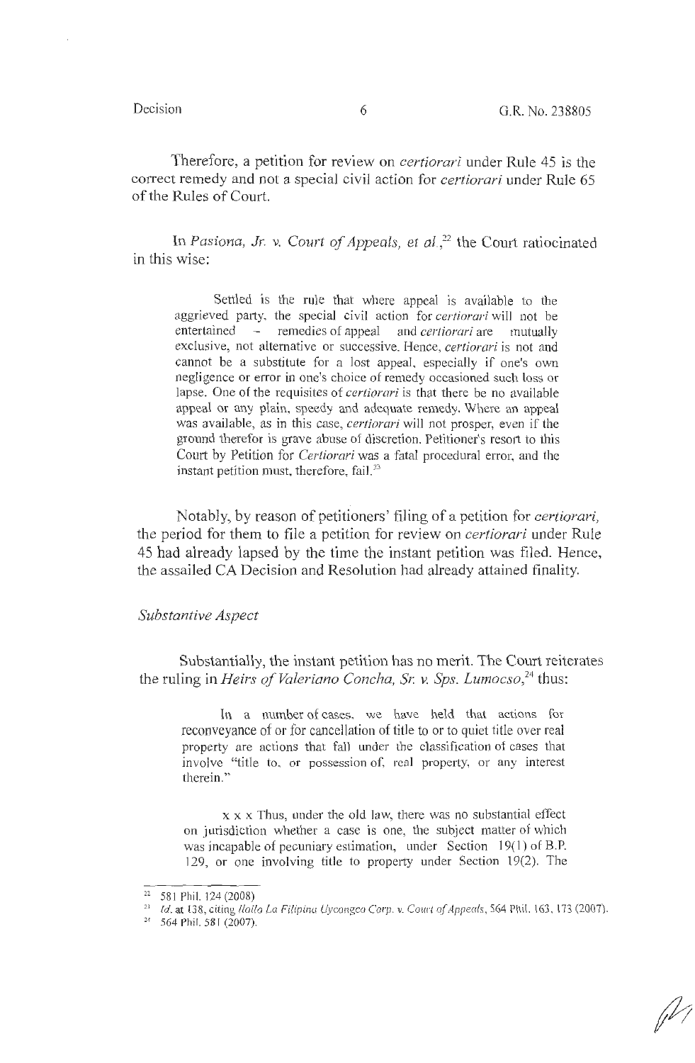Therefore, a petition for review on *certiorari* under Rule 45 is the correct remedy and not a special civil action for *certiorari* under Rule 65 of the Rules of Court.

In *Pasiona, Jr. v. Court of Appeals, et al.*,[22] the Court ratiocinated in this wise:

> Settled is the rule that where appeal is available to the aggrieved party, the special civil action for *certiorari* will not be entertained – remedies of appeal and *certiorari* are mutually exclusive, not alternative or successive. Hence, *certiorari* is not and cannot be a substitute for a lost appeal, especially if one's own negligence or error in one's choice of remedy occasioned such loss or lapse. One of the requisites of *certiorari* is that there be no available appeal or any plain, speedy and adequate remedy. Where an appeal was available, as in this case, *certiorari* will not prosper, even if the ground therefor is grave abuse of discretion. Petitioner's resort to this Court by Petition for *Certiorari* was a fatal procedural error, and the instant petition must, therefore, fail.[23]

Notably, by reason of petitioners' filing of a petition for *certiorari*, the period for them to file a petition for review on *certiorari* under Rule 45 had already lapsed by the time the instant petition was filed. Hence, the assailed CA Decision and Resolution had already attained finality.

*Substantive Aspect*

Substantially, the instant petition has no merit. The Court reiterates the ruling in *Heirs of Valeriano Concha, Sr. v. Sps. Lumocso*,[24] thus:

> In a number of cases, we have held that actions for reconveyance of or for cancellation of title to or to quiet title over real property are actions that fall under the classification of cases that involve "title to, or possession of, real property, or any interest therein."
>
> x x x Thus, under the old law, there was no substantial effect on jurisdiction whether a case is one, the subject matter of which was incapable of pecuniary estimation, under Section 19(1) of B.P. 129, or one involving title to property under Section 19(2). The

---

[22] 581 Phil. 124 (2008)

[23] *Id.* at 138, citing *Iloilo La Filipina Uygongco Corp. v. Court of Appeals*, 564 Phil. 163, 173 (2007).

[24] 564 Phil. 581 (2007).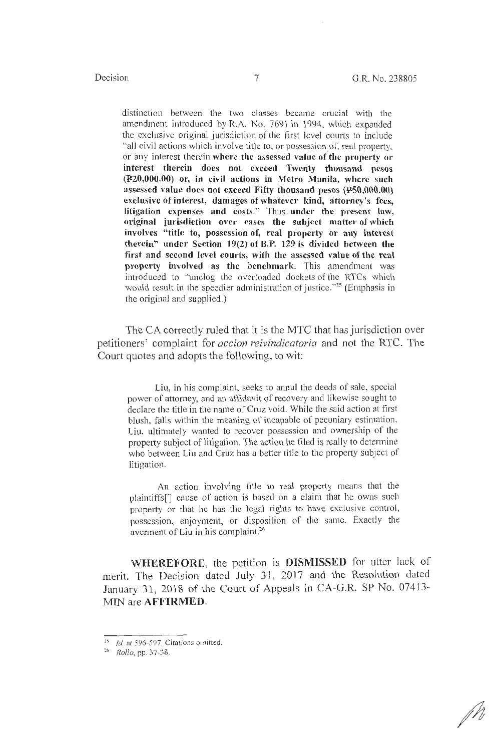distinction between the two classes became crucial with the amendment introduced by R.A. No. 7691 in 1994, which expanded the exclusive original jurisdiction of the first level courts to include "all civil actions which involve title to, or possession of, real property, or any interest therein **where the assessed value of the property or interest therein does not exceed Twenty thousand pesos (₱20,000.00) or, in civil actions in Metro Manila, where such assessed value does not exceed Fifty thousand pesos (₱50,000.00) exclusive of interest, damages of whatever kind, attorney's fees, litigation expenses and costs.**" Thus, **under the present law, original jurisdiction over cases the subject matter of which involves "title to, possession of, real property or any interest therein" under Section 19(2) of B.P. 129 is divided between the first and second level courts, with the assessed value of the real property involved as the benchmark.** This amendment was introduced to "unclog the overloaded dockets of the RTCs which would result in the speedier administration of justice."[25] (Emphasis in the original and supplied.)

The CA correctly ruled that it is the MTC that has jurisdiction over petitioners' complaint for *accion reivindicatoria* and not the RTC. The Court quotes and adopts the following, to wit:

> Liu, in his complaint, seeks to annul the deeds of sale, special power of attorney, and an affidavit of recovery and likewise sought to declare the title in the name of Cruz void. While the said action at first blush, falls within the meaning of incapable of pecuniary estimation, Liu, ultimately wanted to recover possession and ownership of the property subject of litigation. The action he filed is really to determine who between Liu and Cruz has a better title to the property subject of litigation.
>
> An action involving title to real property means that the plaintiffs['] cause of action is based on a claim that he owns such property or that he has the legal rights to have exclusive control, possession, enjoyment, or disposition of the same. Exactly the averment of Liu in his complaint.[26]

**WHEREFORE**, the petition is **DISMISSED** for utter lack of merit. The Decision dated July 31, 2017 and the Resolution dated January 31, 2018 of the Court of Appeals in CA-G.R. SP No. 07413-MIN are **AFFIRMED**.

---

[25] *Id.* at 596-597. Citations omitted.

[26] *Rollo*, pp. 37-38.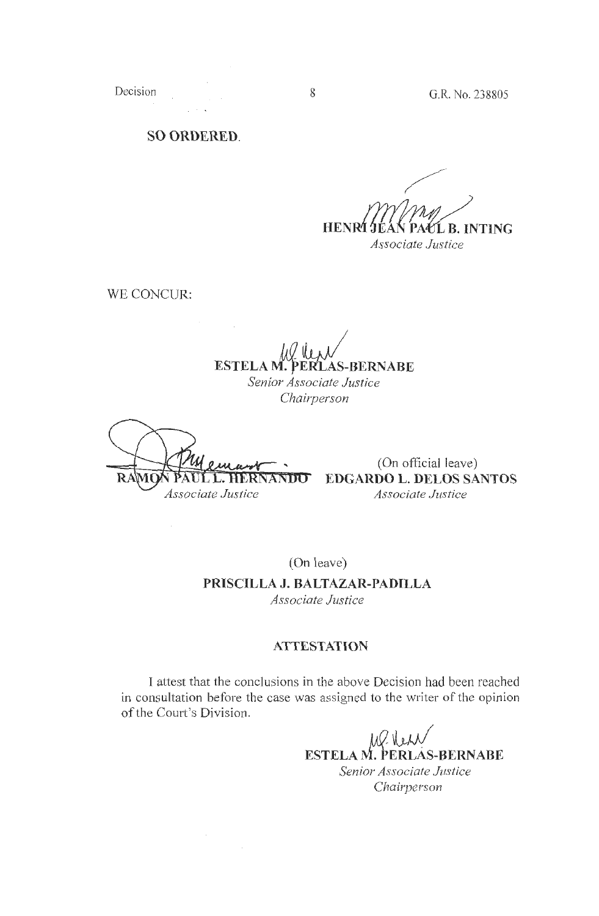**SO ORDERED.**

**HENRI JEAN PAUL B. INTING**
*Associate Justice*

WE CONCUR:

**ESTELA M. PERLAS-BERNABE**
*Senior Associate Justice*
*Chairperson*

**RAMON PAUL L. HERNANDO**
*Associate Justice*

(On official leave)
**EDGARDO L. DELOS SANTOS**
*Associate Justice*

(On leave)
**PRISCILLA J. BALTAZAR-PADILLA**
*Associate Justice*

**ATTESTATION**

I attest that the conclusions in the above Decision had been reached in consultation before the case was assigned to the writer of the opinion of the Court's Division.

**ESTELA M. PERLAS-BERNABE**
*Senior Associate Justice*
*Chairperson*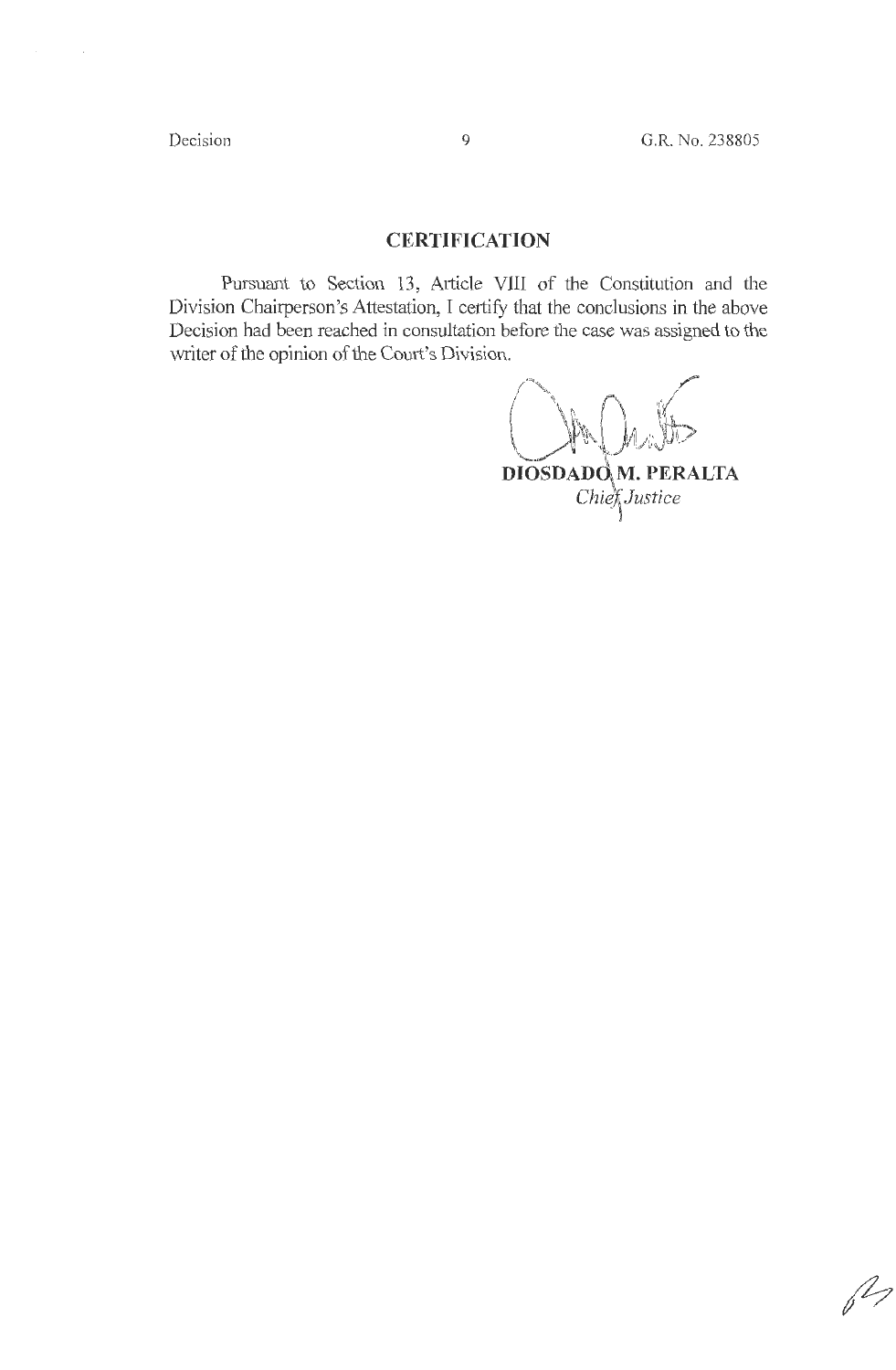## CERTIFICATION

Pursuant to Section 13, Article VIII of the Constitution and the Division Chairperson's Attestation, I certify that the conclusions in the above Decision had been reached in consultation before the case was assigned to the writer of the opinion of the Court's Division.

**DIOSDADO M. PERALTA**
*Chief Justice*